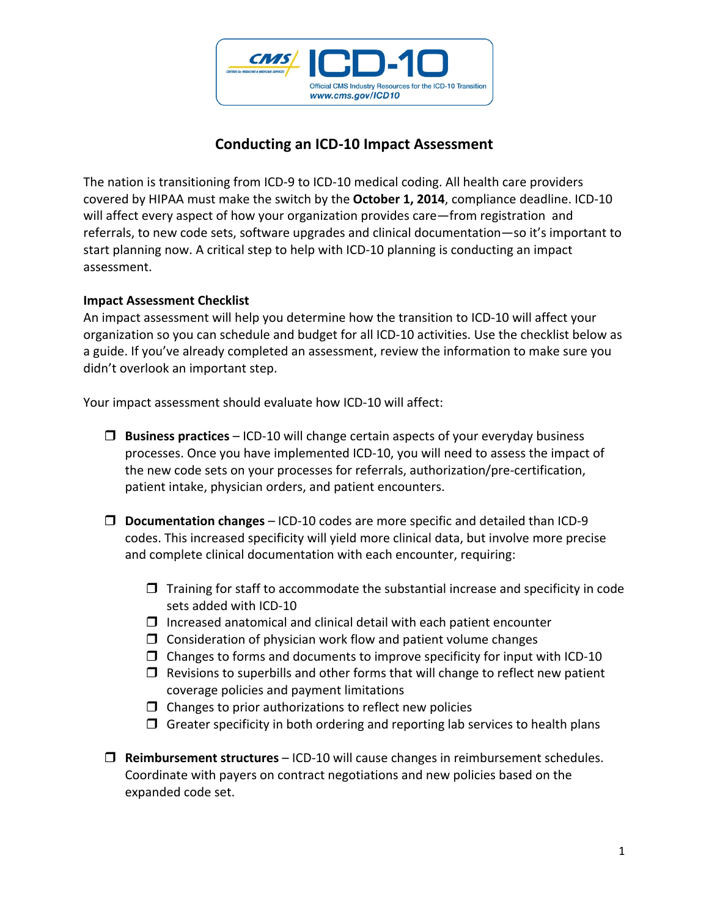CMS ICD-10
Official CMS Industry Resources for the ICD-10 Transition
www.cms.gov/ICD10

# Conducting an ICD-10 Impact Assessment

The nation is transitioning from ICD-9 to ICD-10 medical coding. All health care providers covered by HIPAA must make the switch by the **October 1, 2014**, compliance deadline. ICD-10 will affect every aspect of how your organization provides care—from registration and referrals, to new code sets, software upgrades and clinical documentation—so it's important to start planning now. A critical step to help with ICD-10 planning is conducting an impact assessment.

### Impact Assessment Checklist

An impact assessment will help you determine how the transition to ICD-10 will affect your organization so you can schedule and budget for all ICD-10 activities. Use the checklist below as a guide. If you've already completed an assessment, review the information to make sure you didn't overlook an important step.

Your impact assessment should evaluate how ICD-10 will affect:

- ❒ **Business practices** – ICD-10 will change certain aspects of your everyday business processes. Once you have implemented ICD-10, you will need to assess the impact of the new code sets on your processes for referrals, authorization/pre-certification, patient intake, physician orders, and patient encounters.

- ❒ **Documentation changes** – ICD-10 codes are more specific and detailed than ICD-9 codes. This increased specificity will yield more clinical data, but involve more precise and complete clinical documentation with each encounter, requiring:

  - ❒ Training for staff to accommodate the substantial increase and specificity in code sets added with ICD-10
  - ❒ Increased anatomical and clinical detail with each patient encounter
  - ❒ Consideration of physician work flow and patient volume changes
  - ❒ Changes to forms and documents to improve specificity for input with ICD-10
  - ❒ Revisions to superbills and other forms that will change to reflect new patient coverage policies and payment limitations
  - ❒ Changes to prior authorizations to reflect new policies
  - ❒ Greater specificity in both ordering and reporting lab services to health plans

- ❒ **Reimbursement structures** – ICD-10 will cause changes in reimbursement schedules. Coordinate with payers on contract negotiations and new policies based on the expanded code set.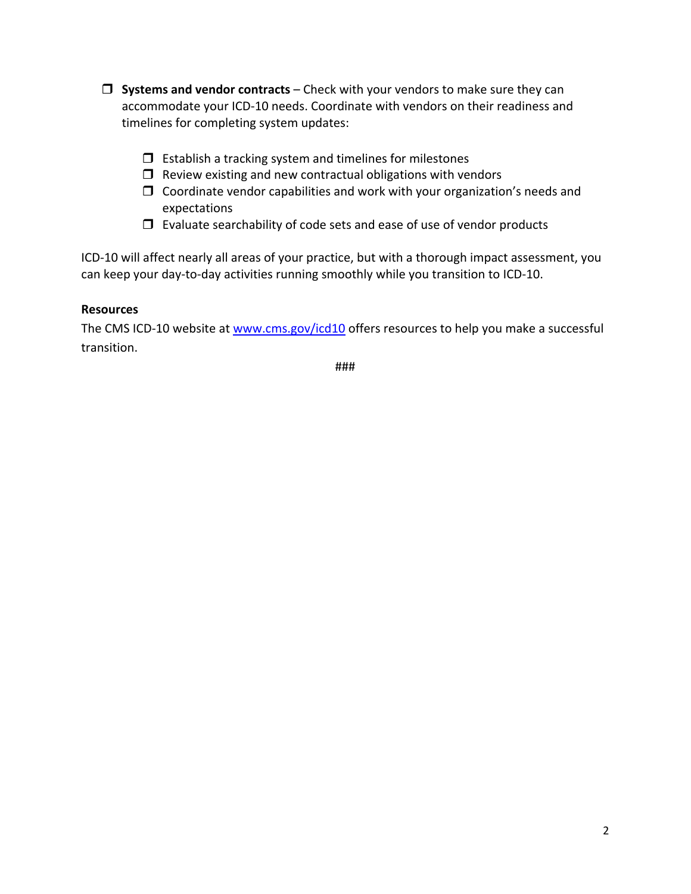- ❒ **Systems and vendor contracts** – Check with your vendors to make sure they can accommodate your ICD-10 needs. Coordinate with vendors on their readiness and timelines for completing system updates:
  - ❒ Establish a tracking system and timelines for milestones
  - ❒ Review existing and new contractual obligations with vendors
  - ❒ Coordinate vendor capabilities and work with your organization's needs and expectations
  - ❒ Evaluate searchability of code sets and ease of use of vendor products

ICD-10 will affect nearly all areas of your practice, but with a thorough impact assessment, you can keep your day-to-day activities running smoothly while you transition to ICD-10.

**Resources**

The CMS ICD-10 website at [www.cms.gov/icd10](http://www.cms.gov/icd10) offers resources to help you make a successful transition.

###